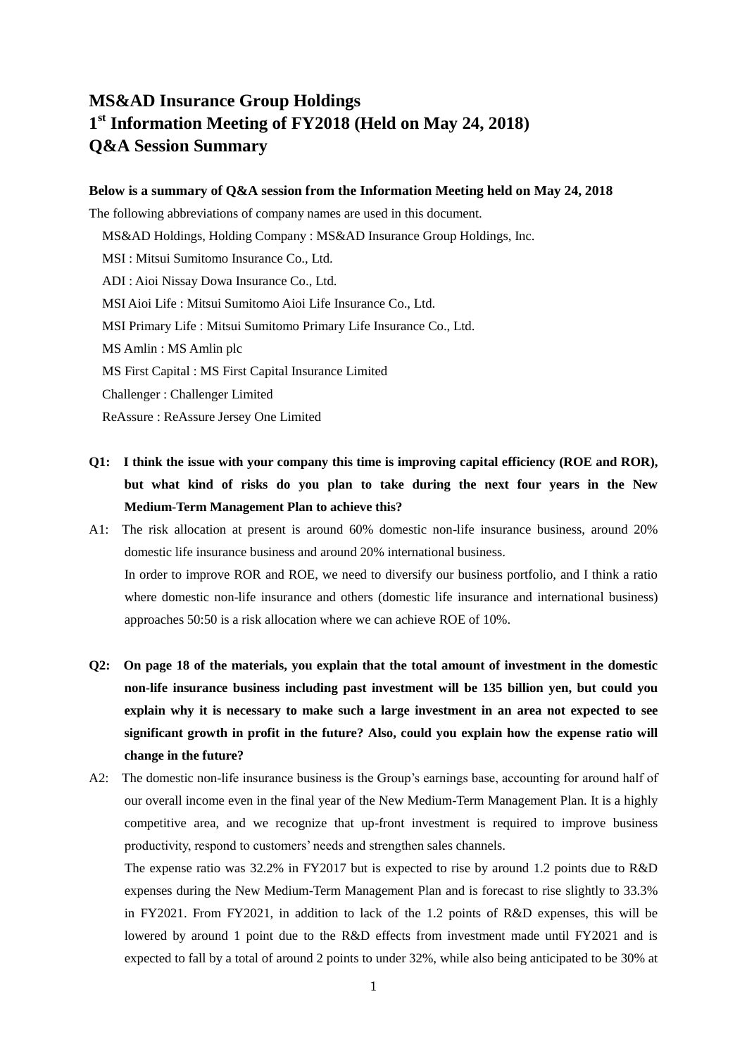# MS&AD Insurance Group Holdings
# 1st Information Meeting of FY2018 (Held on May 24, 2018)
# Q&A Session Summary

**Below is a summary of Q&A session from the Information Meeting held on May 24, 2018**

The following abbreviations of company names are used in this document.

MS&AD Holdings, Holding Company : MS&AD Insurance Group Holdings, Inc.

MSI : Mitsui Sumitomo Insurance Co., Ltd.

ADI : Aioi Nissay Dowa Insurance Co., Ltd.

MSI Aioi Life : Mitsui Sumitomo Aioi Life Insurance Co., Ltd.

MSI Primary Life : Mitsui Sumitomo Primary Life Insurance Co., Ltd.

MS Amlin : MS Amlin plc

MS First Capital : MS First Capital Insurance Limited

Challenger : Challenger Limited

ReAssure : ReAssure Jersey One Limited

**Q1: I think the issue with your company this time is improving capital efficiency (ROE and ROR), but what kind of risks do you plan to take during the next four years in the New Medium-Term Management Plan to achieve this?**

A1: The risk allocation at present is around 60% domestic non-life insurance business, around 20% domestic life insurance business and around 20% international business.

In order to improve ROR and ROE, we need to diversify our business portfolio, and I think a ratio where domestic non-life insurance and others (domestic life insurance and international business) approaches 50:50 is a risk allocation where we can achieve ROE of 10%.

**Q2: On page 18 of the materials, you explain that the total amount of investment in the domestic non-life insurance business including past investment will be 135 billion yen, but could you explain why it is necessary to make such a large investment in an area not expected to see significant growth in profit in the future? Also, could you explain how the expense ratio will change in the future?**

A2: The domestic non-life insurance business is the Group's earnings base, accounting for around half of our overall income even in the final year of the New Medium-Term Management Plan. It is a highly competitive area, and we recognize that up-front investment is required to improve business productivity, respond to customers' needs and strengthen sales channels.

The expense ratio was 32.2% in FY2017 but is expected to rise by around 1.2 points due to R&D expenses during the New Medium-Term Management Plan and is forecast to rise slightly to 33.3% in FY2021. From FY2021, in addition to lack of the 1.2 points of R&D expenses, this will be lowered by around 1 point due to the R&D effects from investment made until FY2021 and is expected to fall by a total of around 2 points to under 32%, while also being anticipated to be 30% at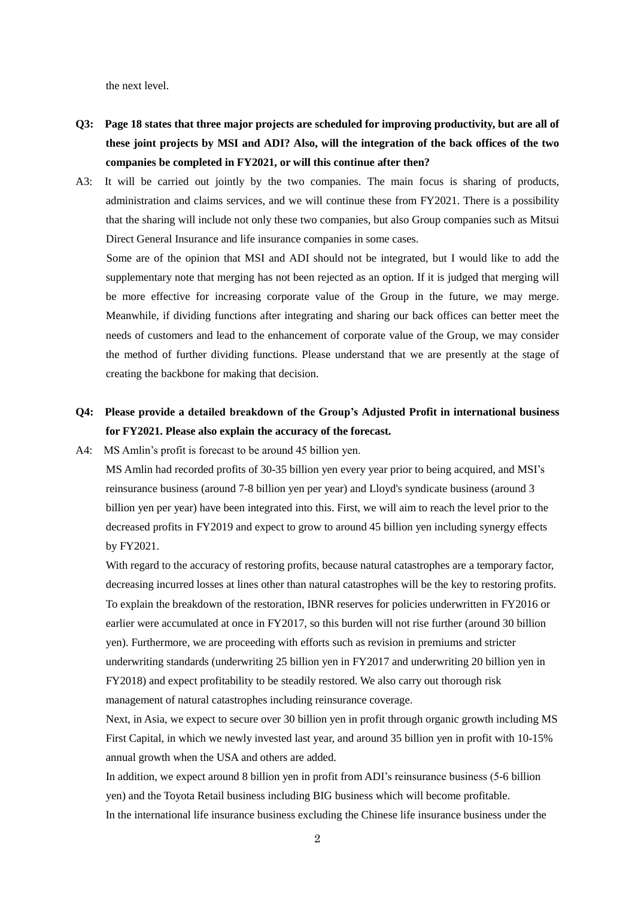the next level.

**Q3: Page 18 states that three major projects are scheduled for improving productivity, but are all of these joint projects by MSI and ADI? Also, will the integration of the back offices of the two companies be completed in FY2021, or will this continue after then?**

A3: It will be carried out jointly by the two companies. The main focus is sharing of products, administration and claims services, and we will continue these from FY2021. There is a possibility that the sharing will include not only these two companies, but also Group companies such as Mitsui Direct General Insurance and life insurance companies in some cases.

Some are of the opinion that MSI and ADI should not be integrated, but I would like to add the supplementary note that merging has not been rejected as an option. If it is judged that merging will be more effective for increasing corporate value of the Group in the future, we may merge. Meanwhile, if dividing functions after integrating and sharing our back offices can better meet the needs of customers and lead to the enhancement of corporate value of the Group, we may consider the method of further dividing functions. Please understand that we are presently at the stage of creating the backbone for making that decision.

**Q4: Please provide a detailed breakdown of the Group's Adjusted Profit in international business for FY2021. Please also explain the accuracy of the forecast.**

A4: MS Amlin's profit is forecast to be around 45 billion yen.

MS Amlin had recorded profits of 30-35 billion yen every year prior to being acquired, and MSI's reinsurance business (around 7-8 billion yen per year) and Lloyd's syndicate business (around 3 billion yen per year) have been integrated into this. First, we will aim to reach the level prior to the decreased profits in FY2019 and expect to grow to around 45 billion yen including synergy effects by FY2021.

With regard to the accuracy of restoring profits, because natural catastrophes are a temporary factor, decreasing incurred losses at lines other than natural catastrophes will be the key to restoring profits. To explain the breakdown of the restoration, IBNR reserves for policies underwritten in FY2016 or earlier were accumulated at once in FY2017, so this burden will not rise further (around 30 billion yen). Furthermore, we are proceeding with efforts such as revision in premiums and stricter underwriting standards (underwriting 25 billion yen in FY2017 and underwriting 20 billion yen in FY2018) and expect profitability to be steadily restored. We also carry out thorough risk management of natural catastrophes including reinsurance coverage.

Next, in Asia, we expect to secure over 30 billion yen in profit through organic growth including MS First Capital, in which we newly invested last year, and around 35 billion yen in profit with 10-15% annual growth when the USA and others are added.

In addition, we expect around 8 billion yen in profit from ADI's reinsurance business (5-6 billion yen) and the Toyota Retail business including BIG business which will become profitable.

In the international life insurance business excluding the Chinese life insurance business under the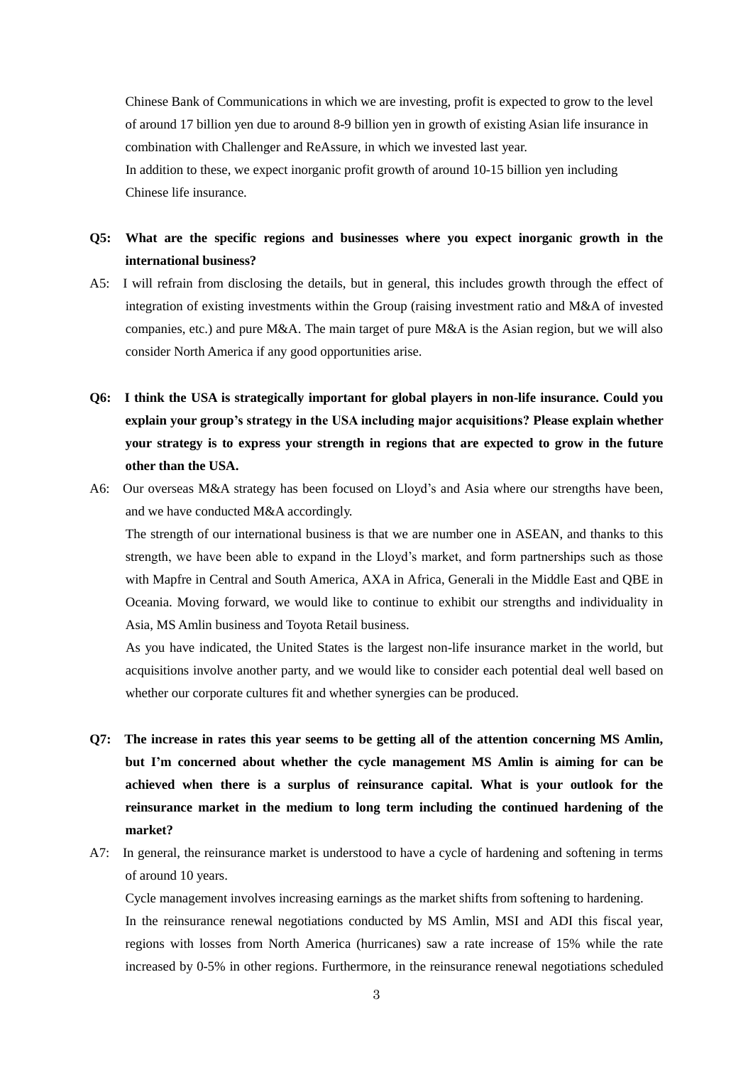Chinese Bank of Communications in which we are investing, profit is expected to grow to the level of around 17 billion yen due to around 8-9 billion yen in growth of existing Asian life insurance in combination with Challenger and ReAssure, in which we invested last year.

In addition to these, we expect inorganic profit growth of around 10-15 billion yen including Chinese life insurance.

**Q5: What are the specific regions and businesses where you expect inorganic growth in the international business?**

A5: I will refrain from disclosing the details, but in general, this includes growth through the effect of integration of existing investments within the Group (raising investment ratio and M&A of invested companies, etc.) and pure M&A. The main target of pure M&A is the Asian region, but we will also consider North America if any good opportunities arise.

**Q6: I think the USA is strategically important for global players in non-life insurance. Could you explain your group's strategy in the USA including major acquisitions? Please explain whether your strategy is to express your strength in regions that are expected to grow in the future other than the USA.**

A6: Our overseas M&A strategy has been focused on Lloyd's and Asia where our strengths have been, and we have conducted M&A accordingly.

The strength of our international business is that we are number one in ASEAN, and thanks to this strength, we have been able to expand in the Lloyd's market, and form partnerships such as those with Mapfre in Central and South America, AXA in Africa, Generali in the Middle East and QBE in Oceania. Moving forward, we would like to continue to exhibit our strengths and individuality in Asia, MS Amlin business and Toyota Retail business.

As you have indicated, the United States is the largest non-life insurance market in the world, but acquisitions involve another party, and we would like to consider each potential deal well based on whether our corporate cultures fit and whether synergies can be produced.

**Q7: The increase in rates this year seems to be getting all of the attention concerning MS Amlin, but I'm concerned about whether the cycle management MS Amlin is aiming for can be achieved when there is a surplus of reinsurance capital. What is your outlook for the reinsurance market in the medium to long term including the continued hardening of the market?**

A7: In general, the reinsurance market is understood to have a cycle of hardening and softening in terms of around 10 years.

Cycle management involves increasing earnings as the market shifts from softening to hardening.

In the reinsurance renewal negotiations conducted by MS Amlin, MSI and ADI this fiscal year, regions with losses from North America (hurricanes) saw a rate increase of 15% while the rate increased by 0-5% in other regions. Furthermore, in the reinsurance renewal negotiations scheduled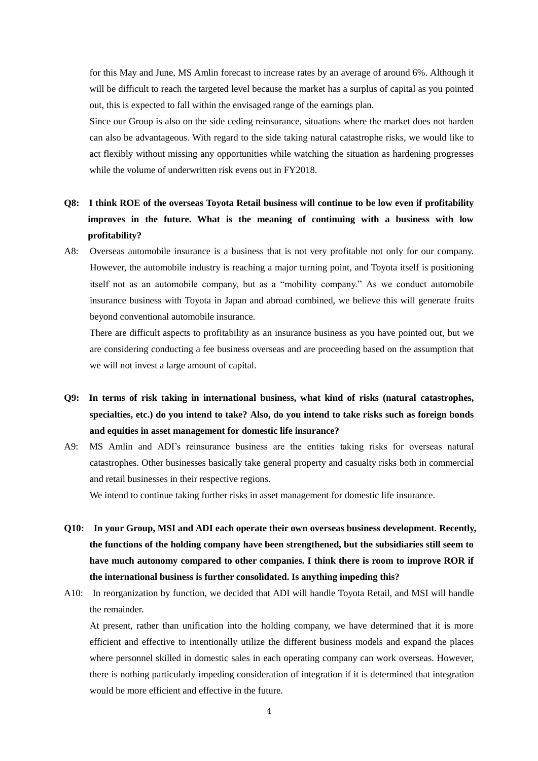for this May and June, MS Amlin forecast to increase rates by an average of around 6%. Although it will be difficult to reach the targeted level because the market has a surplus of capital as you pointed out, this is expected to fall within the envisaged range of the earnings plan.

Since our Group is also on the side ceding reinsurance, situations where the market does not harden can also be advantageous. With regard to the side taking natural catastrophe risks, we would like to act flexibly without missing any opportunities while watching the situation as hardening progresses while the volume of underwritten risk evens out in FY2018.

**Q8: I think ROE of the overseas Toyota Retail business will continue to be low even if profitability improves in the future. What is the meaning of continuing with a business with low profitability?**

A8: Overseas automobile insurance is a business that is not very profitable not only for our company. However, the automobile industry is reaching a major turning point, and Toyota itself is positioning itself not as an automobile company, but as a "mobility company." As we conduct automobile insurance business with Toyota in Japan and abroad combined, we believe this will generate fruits beyond conventional automobile insurance.

There are difficult aspects to profitability as an insurance business as you have pointed out, but we are considering conducting a fee business overseas and are proceeding based on the assumption that we will not invest a large amount of capital.

**Q9: In terms of risk taking in international business, what kind of risks (natural catastrophes, specialties, etc.) do you intend to take? Also, do you intend to take risks such as foreign bonds and equities in asset management for domestic life insurance?**

A9: MS Amlin and ADI's reinsurance business are the entities taking risks for overseas natural catastrophes. Other businesses basically take general property and casualty risks both in commercial and retail businesses in their respective regions.

We intend to continue taking further risks in asset management for domestic life insurance.

**Q10: In your Group, MSI and ADI each operate their own overseas business development. Recently, the functions of the holding company have been strengthened, but the subsidiaries still seem to have much autonomy compared to other companies. I think there is room to improve ROR if the international business is further consolidated. Is anything impeding this?**

A10: In reorganization by function, we decided that ADI will handle Toyota Retail, and MSI will handle the remainder.

At present, rather than unification into the holding company, we have determined that it is more efficient and effective to intentionally utilize the different business models and expand the places where personnel skilled in domestic sales in each operating company can work overseas. However, there is nothing particularly impeding consideration of integration if it is determined that integration would be more efficient and effective in the future.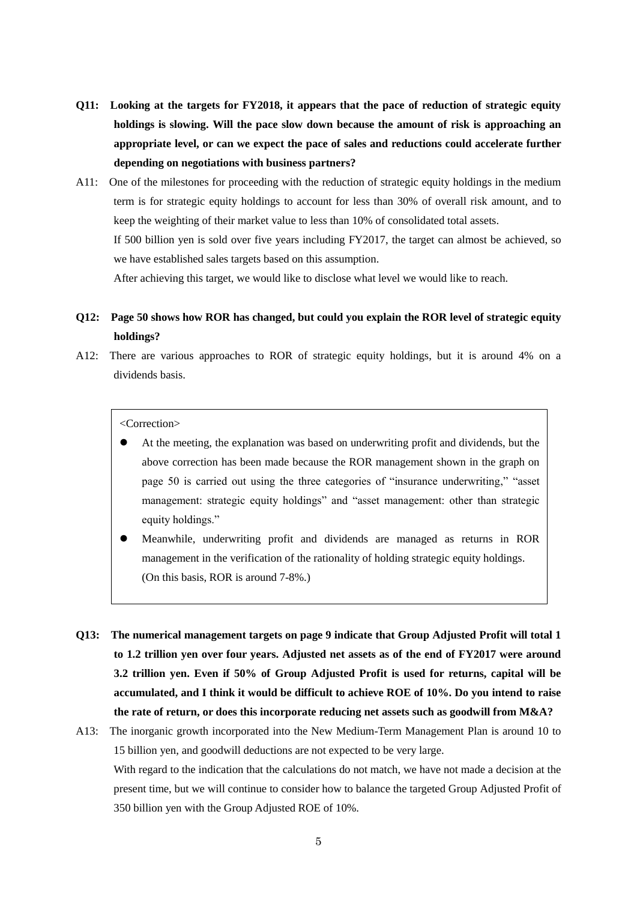**Q11: Looking at the targets for FY2018, it appears that the pace of reduction of strategic equity holdings is slowing. Will the pace slow down because the amount of risk is approaching an appropriate level, or can we expect the pace of sales and reductions could accelerate further depending on negotiations with business partners?**

A11: One of the milestones for proceeding with the reduction of strategic equity holdings in the medium term is for strategic equity holdings to account for less than 30% of overall risk amount, and to keep the weighting of their market value to less than 10% of consolidated total assets.

If 500 billion yen is sold over five years including FY2017, the target can almost be achieved, so we have established sales targets based on this assumption.

After achieving this target, we would like to disclose what level we would like to reach.

**Q12: Page 50 shows how ROR has changed, but could you explain the ROR level of strategic equity holdings?**

A12: There are various approaches to ROR of strategic equity holdings, but it is around 4% on a dividends basis.

> <Correction>
>
> - At the meeting, the explanation was based on underwriting profit and dividends, but the above correction has been made because the ROR management shown in the graph on page 50 is carried out using the three categories of "insurance underwriting," "asset management: strategic equity holdings" and "asset management: other than strategic equity holdings."
> - Meanwhile, underwriting profit and dividends are managed as returns in ROR management in the verification of the rationality of holding strategic equity holdings. (On this basis, ROR is around 7-8%.)

**Q13: The numerical management targets on page 9 indicate that Group Adjusted Profit will total 1 to 1.2 trillion yen over four years. Adjusted net assets as of the end of FY2017 were around 3.2 trillion yen. Even if 50% of Group Adjusted Profit is used for returns, capital will be accumulated, and I think it would be difficult to achieve ROE of 10%. Do you intend to raise the rate of return, or does this incorporate reducing net assets such as goodwill from M&A?**

A13: The inorganic growth incorporated into the New Medium-Term Management Plan is around 10 to 15 billion yen, and goodwill deductions are not expected to be very large.

With regard to the indication that the calculations do not match, we have not made a decision at the present time, but we will continue to consider how to balance the targeted Group Adjusted Profit of 350 billion yen with the Group Adjusted ROE of 10%.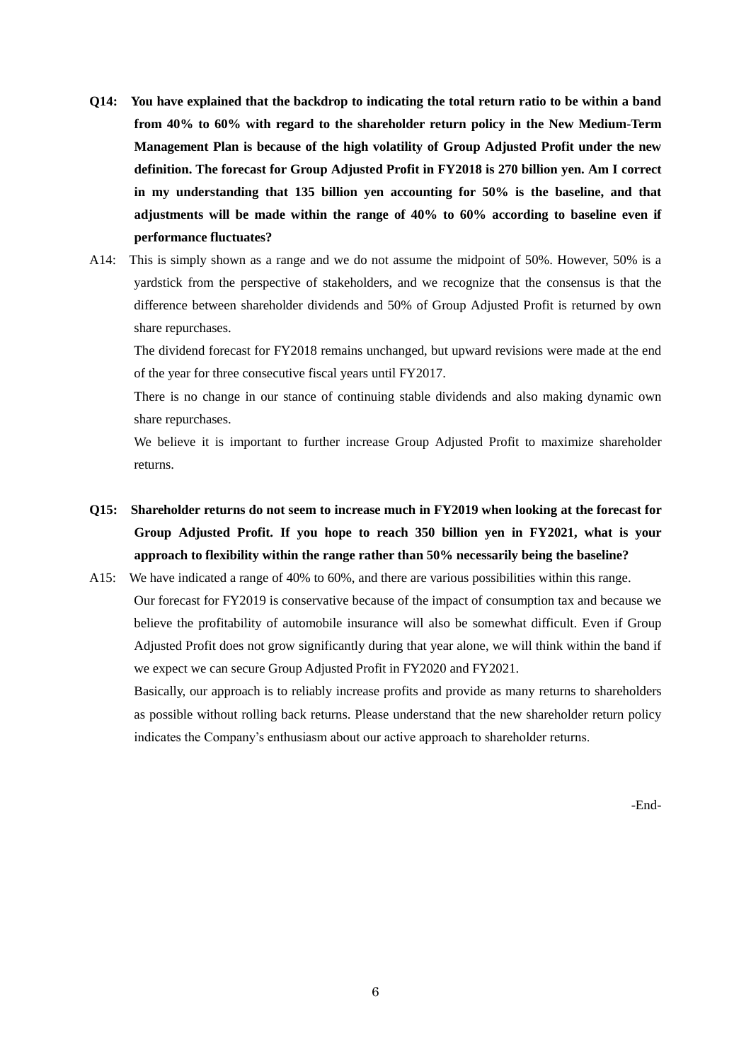**Q14: You have explained that the backdrop to indicating the total return ratio to be within a band from 40% to 60% with regard to the shareholder return policy in the New Medium-Term Management Plan is because of the high volatility of Group Adjusted Profit under the new definition. The forecast for Group Adjusted Profit in FY2018 is 270 billion yen. Am I correct in my understanding that 135 billion yen accounting for 50% is the baseline, and that adjustments will be made within the range of 40% to 60% according to baseline even if performance fluctuates?**

A14: This is simply shown as a range and we do not assume the midpoint of 50%. However, 50% is a yardstick from the perspective of stakeholders, and we recognize that the consensus is that the difference between shareholder dividends and 50% of Group Adjusted Profit is returned by own share repurchases.

The dividend forecast for FY2018 remains unchanged, but upward revisions were made at the end of the year for three consecutive fiscal years until FY2017.

There is no change in our stance of continuing stable dividends and also making dynamic own share repurchases.

We believe it is important to further increase Group Adjusted Profit to maximize shareholder returns.

**Q15: Shareholder returns do not seem to increase much in FY2019 when looking at the forecast for Group Adjusted Profit. If you hope to reach 350 billion yen in FY2021, what is your approach to flexibility within the range rather than 50% necessarily being the baseline?**

A15: We have indicated a range of 40% to 60%, and there are various possibilities within this range.

Our forecast for FY2019 is conservative because of the impact of consumption tax and because we believe the profitability of automobile insurance will also be somewhat difficult. Even if Group Adjusted Profit does not grow significantly during that year alone, we will think within the band if we expect we can secure Group Adjusted Profit in FY2020 and FY2021.

Basically, our approach is to reliably increase profits and provide as many returns to shareholders as possible without rolling back returns. Please understand that the new shareholder return policy indicates the Company's enthusiasm about our active approach to shareholder returns.

-End-